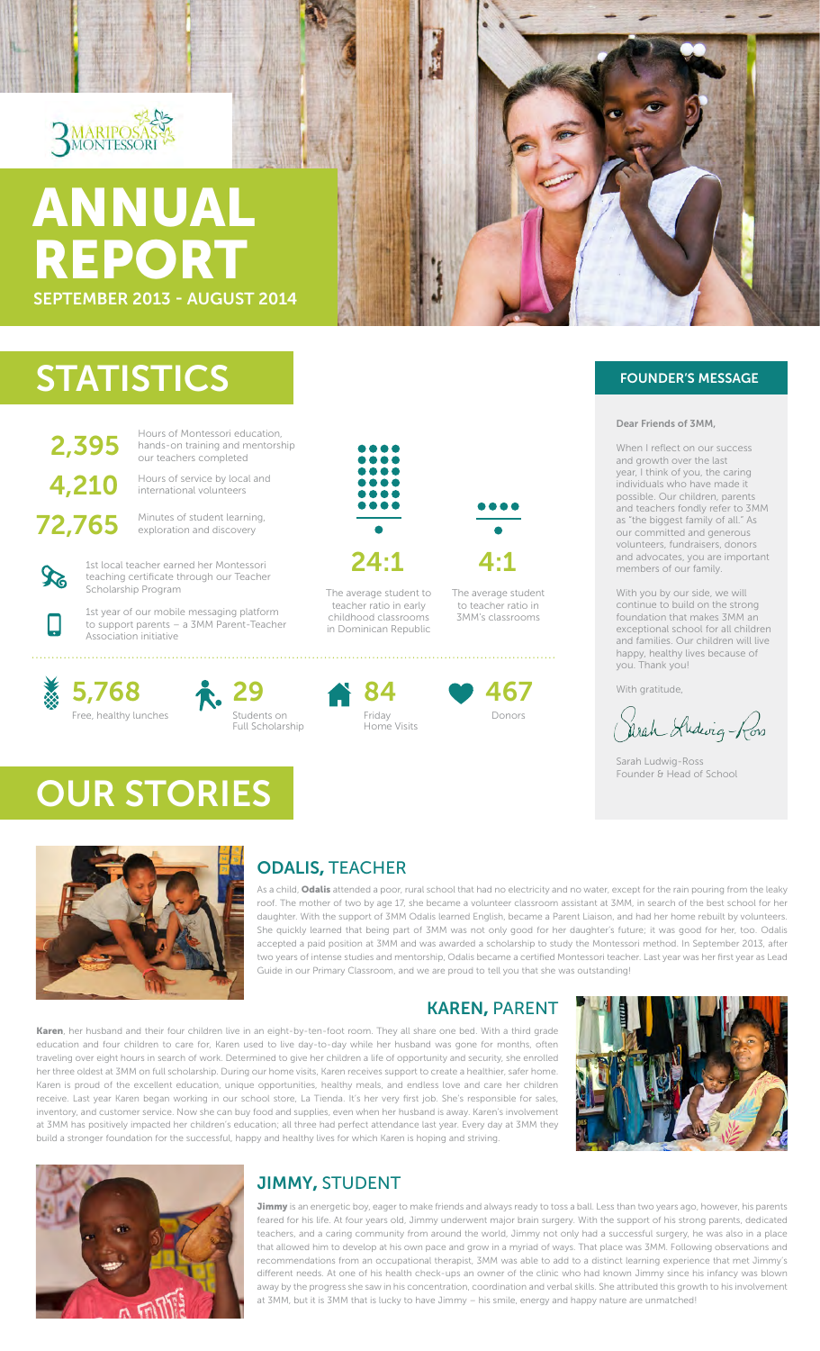3 MARIPOSAS MONTESSORI

# ANNUAL REPORT

SEPTEMBER 2013 - AUGUST 2014

## STATISTICS

**2,395** Hours of Montessori education, hands-on training and mentorship our teachers completed

**4,210** Hours of service by local and international volunteers

**72,765** Minutes of student learning, exploration and discovery

1st local teacher earned her Montessori teaching certificate through our Teacher Scholarship Program

1st year of our mobile messaging platform to support parents – a 3MM Parent-Teacher Association initiative

**24:1** The average student to teacher ratio in early childhood classrooms in Dominican Republic

**4:1** The average student to teacher ratio in 3MM's classrooms

**5,768** Free, healthy lunches

**29** Students on Full Scholarship

**84** Friday Home Visits

**467** Donors

## FOUNDER'S MESSAGE

Dear Friends of 3MM,

When I reflect on our success and growth over the last year, I think of you, the caring individuals who have made it possible. Our children, parents and teachers fondly refer to 3MM as "the biggest family of all." As our committed and generous volunteers, fundraisers, donors and advocates, you are important members of our family.

With you by our side, we will continue to build on the strong foundation that makes 3MM an exceptional school for all children and families. Our children will live happy, healthy lives because of you. Thank you!

With gratitude,

Sarah Ludwig-Ross

Sarah Ludwig-Ross
Founder & Head of School

## OUR STORIES

### ODALIS, TEACHER

As a child, **Odalis** attended a poor, rural school that had no electricity and no water, except for the rain pouring from the leaky roof. The mother of two by age 17, she became a volunteer classroom assistant at 3MM, in search of the best school for her daughter. With the support of 3MM Odalis learned English, became a Parent Liaison, and had her home rebuilt by volunteers. She quickly learned that being part of 3MM was not only good for her daughter's future; it was good for her, too. Odalis accepted a paid position at 3MM and was awarded a scholarship to study the Montessori method. In September 2013, after two years of intense studies and mentorship, Odalis became a certified Montessori teacher. Last year was her first year as Lead Guide in our Primary Classroom, and we are proud to tell you that she was outstanding!

### KAREN, PARENT

**Karen**, her husband and their four children live in an eight-by-ten-foot room. They all share one bed. With a third grade education and four children to care for, Karen used to live day-to-day while her husband was gone for months, often traveling over eight hours in search of work. Determined to give her children a life of opportunity and security, she enrolled her three oldest at 3MM on full scholarship. During our home visits, Karen receives support to create a healthier, safer home. Karen is proud of the excellent education, unique opportunities, healthy meals, and endless love and care her children receive. Last year Karen began working in our school store, La Tienda. It's her very first job. She's responsible for sales, inventory, and customer service. Now she can buy food and supplies, even when her husband is away. Karen's involvement at 3MM has positively impacted her children's education; all three had perfect attendance last year. Every day at 3MM they build a stronger foundation for the successful, happy and healthy lives for which Karen is hoping and striving.

### JIMMY, STUDENT

**Jimmy** is an energetic boy, eager to make friends and always ready to toss a ball. Less than two years ago, however, his parents feared for his life. At four years old, Jimmy underwent major brain surgery. With the support of his strong parents, dedicated teachers, and a caring community from around the world, Jimmy not only had a successful surgery, he was also in a place that allowed him to develop at his own pace and grow in a myriad of ways. That place was 3MM. Following observations and recommendations from an occupational therapist, 3MM was able to add to a distinct learning experience that met Jimmy's different needs. At one of his health check-ups an owner of the clinic who had known Jimmy since his infancy was blown away by the progress she saw in his concentration, coordination and verbal skills. She attributed this growth to his involvement at 3MM, but it is 3MM that is lucky to have Jimmy – his smile, energy and happy nature are unmatched!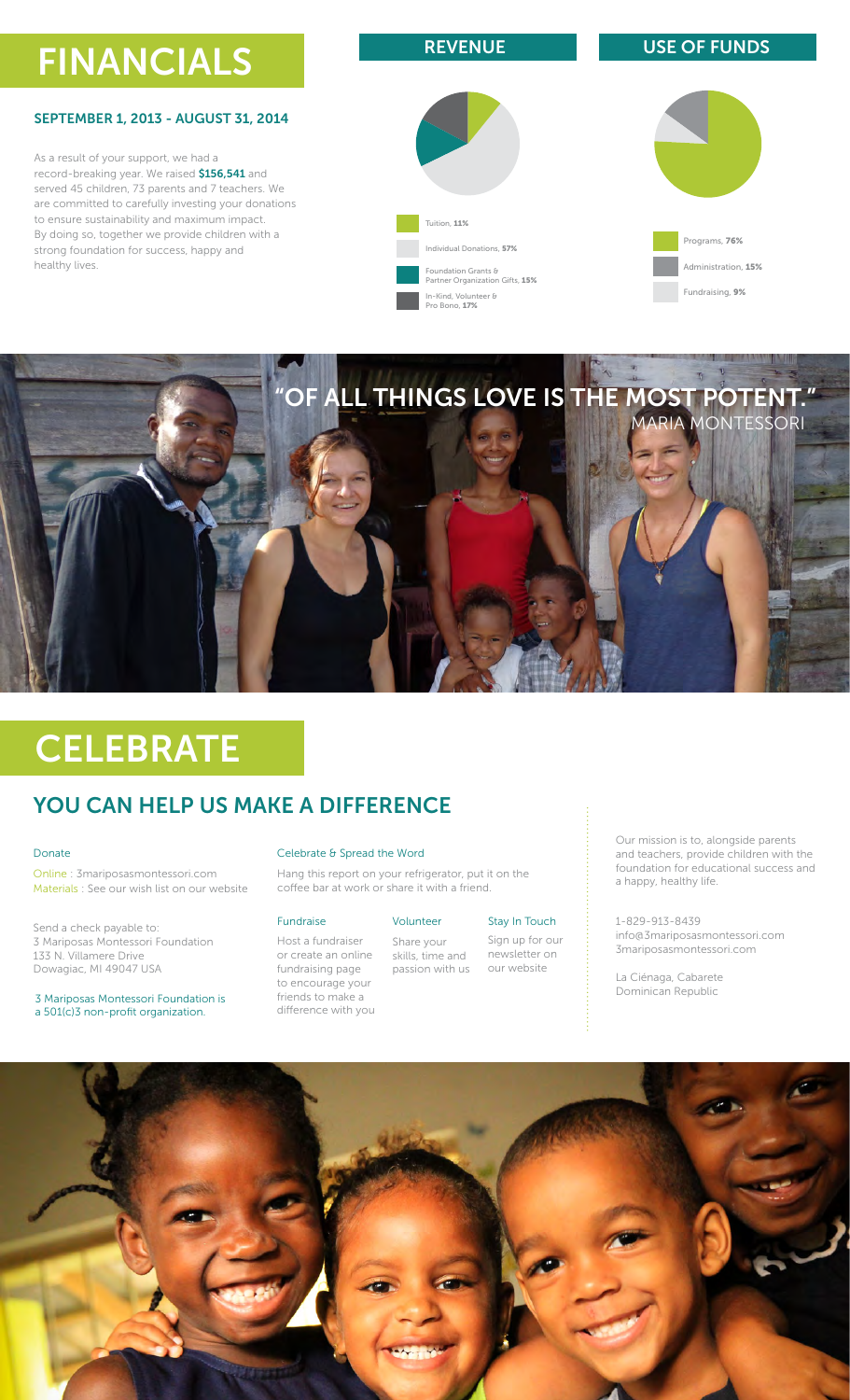# FINANCIALS

## SEPTEMBER 1, 2013 - AUGUST 31, 2014

As a result of your support, we had a record-breaking year. We raised **$156,541** and served 45 children, 73 parents and 7 teachers. We are committed to carefully investing your donations to ensure sustainability and maximum impact. By doing so, together we provide children with a strong foundation for success, happy and healthy lives.

## REVENUE

Tuition, **11%**

Individual Donations, **57%**

Foundation Grants & Partner Organization Gifts, **15%**

In-Kind, Volunteer & Pro Bono, **17%**

## USE OF FUNDS

Programs, **76%**

Administration, **15%**

Fundraising, **9%**

"OF ALL THINGS LOVE IS THE MOST POTENT."
MARIA MONTESSORI

# CELEBRATE

## YOU CAN HELP US MAKE A DIFFERENCE

### Donate

Online : 3mariposasmontessori.com
Materials : See our wish list on our website

Send a check payable to:
3 Mariposas Montessori Foundation
133 N. Villamere Drive
Dowagiac, MI 49047 USA

3 Mariposas Montessori Foundation is a 501(c)3 non-profit organization.

### Celebrate & Spread the Word

Hang this report on your refrigerator, put it on the coffee bar at work or share it with a friend.

### Fundraise

Host a fundraiser or create an online fundraising page to encourage your friends to make a difference with you

### Volunteer

Share your skills, time and passion with us

### Stay In Touch

Sign up for our newsletter on our website

Our mission is to, alongside parents and teachers, provide children with the foundation for educational success and a happy, healthy life.

1-829-913-8439
info@3mariposasmontessori.com
3mariposasmontessori.com

La Ciénaga, Cabarete
Dominican Republic